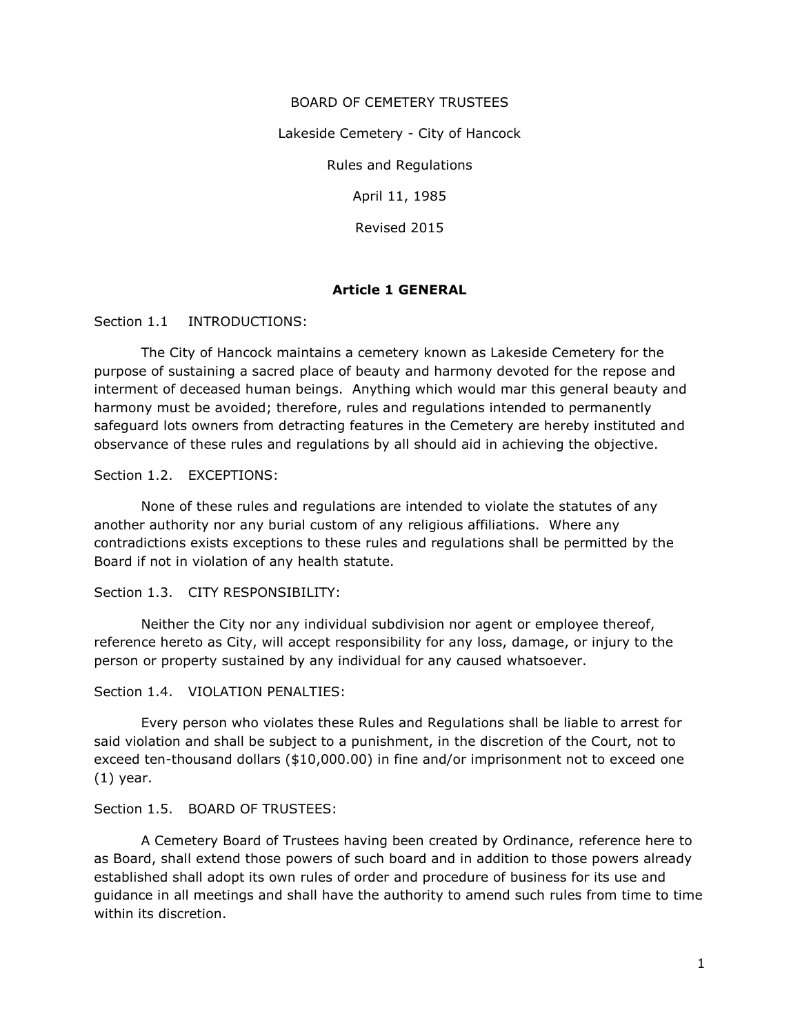BOARD OF CEMETERY TRUSTEES

Lakeside Cemetery - City of Hancock

Rules and Regulations

April 11, 1985

Revised 2015

## Article 1 GENERAL

Section 1.1 INTRODUCTIONS:

The City of Hancock maintains a cemetery known as Lakeside Cemetery for the purpose of sustaining a sacred place of beauty and harmony devoted for the repose and interment of deceased human beings. Anything which would mar this general beauty and harmony must be avoided; therefore, rules and regulations intended to permanently safeguard lots owners from detracting features in the Cemetery are hereby instituted and observance of these rules and regulations by all should aid in achieving the objective.

Section 1.2. EXCEPTIONS:

None of these rules and regulations are intended to violate the statutes of any another authority nor any burial custom of any religious affiliations. Where any contradictions exists exceptions to these rules and regulations shall be permitted by the Board if not in violation of any health statute.

Section 1.3. CITY RESPONSIBILITY:

Neither the City nor any individual subdivision nor agent or employee thereof, reference hereto as City, will accept responsibility for any loss, damage, or injury to the person or property sustained by any individual for any caused whatsoever.

Section 1.4. VIOLATION PENALTIES:

Every person who violates these Rules and Regulations shall be liable to arrest for said violation and shall be subject to a punishment, in the discretion of the Court, not to exceed ten-thousand dollars ($10,000.00) in fine and/or imprisonment not to exceed one (1) year.

Section 1.5. BOARD OF TRUSTEES:

A Cemetery Board of Trustees having been created by Ordinance, reference here to as Board, shall extend those powers of such board and in addition to those powers already established shall adopt its own rules of order and procedure of business for its use and guidance in all meetings and shall have the authority to amend such rules from time to time within its discretion.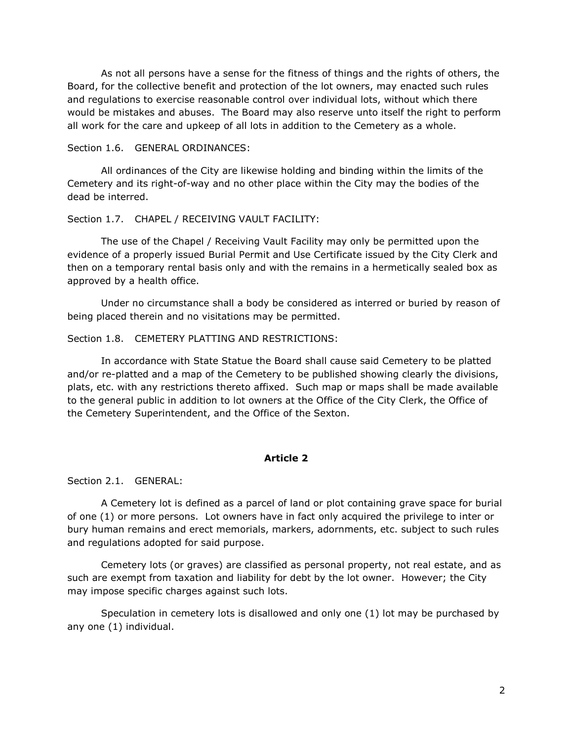As not all persons have a sense for the fitness of things and the rights of others, the Board, for the collective benefit and protection of the lot owners, may enacted such rules and regulations to exercise reasonable control over individual lots, without which there would be mistakes and abuses. The Board may also reserve unto itself the right to perform all work for the care and upkeep of all lots in addition to the Cemetery as a whole.

Section 1.6. GENERAL ORDINANCES:

All ordinances of the City are likewise holding and binding within the limits of the Cemetery and its right-of-way and no other place within the City may the bodies of the dead be interred.

Section 1.7. CHAPEL / RECEIVING VAULT FACILITY:

The use of the Chapel / Receiving Vault Facility may only be permitted upon the evidence of a properly issued Burial Permit and Use Certificate issued by the City Clerk and then on a temporary rental basis only and with the remains in a hermetically sealed box as approved by a health office.

Under no circumstance shall a body be considered as interred or buried by reason of being placed therein and no visitations may be permitted.

Section 1.8. CEMETERY PLATTING AND RESTRICTIONS:

In accordance with State Statue the Board shall cause said Cemetery to be platted and/or re-platted and a map of the Cemetery to be published showing clearly the divisions, plats, etc. with any restrictions thereto affixed. Such map or maps shall be made available to the general public in addition to lot owners at the Office of the City Clerk, the Office of the Cemetery Superintendent, and the Office of the Sexton.

## Article 2

Section 2.1. GENERAL:

A Cemetery lot is defined as a parcel of land or plot containing grave space for burial of one (1) or more persons. Lot owners have in fact only acquired the privilege to inter or bury human remains and erect memorials, markers, adornments, etc. subject to such rules and regulations adopted for said purpose.

Cemetery lots (or graves) are classified as personal property, not real estate, and as such are exempt from taxation and liability for debt by the lot owner. However; the City may impose specific charges against such lots.

Speculation in cemetery lots is disallowed and only one (1) lot may be purchased by any one (1) individual.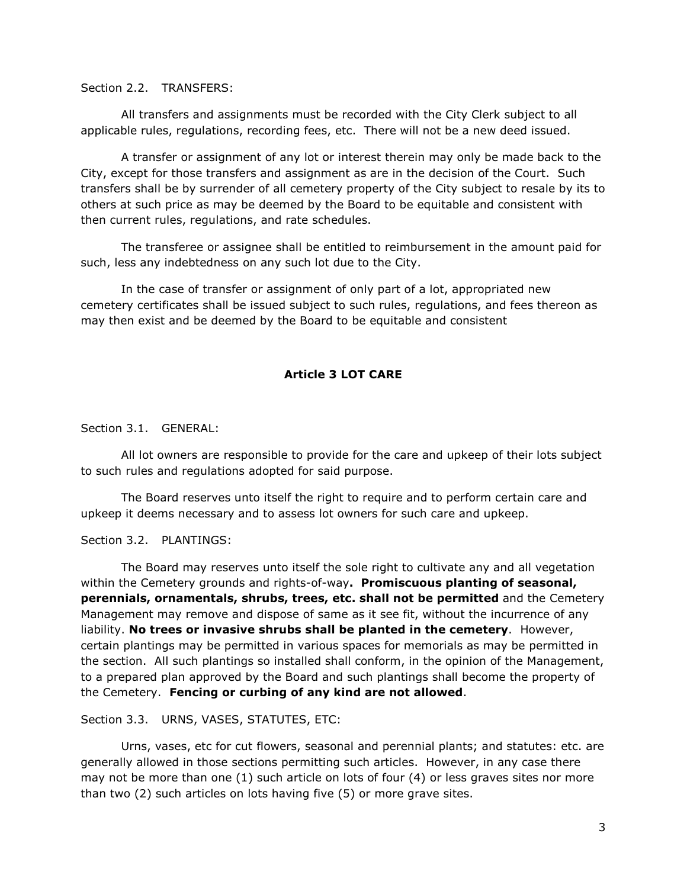Section 2.2. TRANSFERS:

All transfers and assignments must be recorded with the City Clerk subject to all applicable rules, regulations, recording fees, etc. There will not be a new deed issued.

A transfer or assignment of any lot or interest therein may only be made back to the City, except for those transfers and assignment as are in the decision of the Court. Such transfers shall be by surrender of all cemetery property of the City subject to resale by its to others at such price as may be deemed by the Board to be equitable and consistent with then current rules, regulations, and rate schedules.

The transferee or assignee shall be entitled to reimbursement in the amount paid for such, less any indebtedness on any such lot due to the City.

In the case of transfer or assignment of only part of a lot, appropriated new cemetery certificates shall be issued subject to such rules, regulations, and fees thereon as may then exist and be deemed by the Board to be equitable and consistent

## Article 3 LOT CARE

Section 3.1. GENERAL:

All lot owners are responsible to provide for the care and upkeep of their lots subject to such rules and regulations adopted for said purpose.

The Board reserves unto itself the right to require and to perform certain care and upkeep it deems necessary and to assess lot owners for such care and upkeep.

Section 3.2. PLANTINGS:

The Board may reserves unto itself the sole right to cultivate any and all vegetation within the Cemetery grounds and rights-of-way**. Promiscuous planting of seasonal, perennials, ornamentals, shrubs, trees, etc. shall not be permitted** and the Cemetery Management may remove and dispose of same as it see fit, without the incurrence of any liability. **No trees or invasive shrubs shall be planted in the cemetery**. However, certain plantings may be permitted in various spaces for memorials as may be permitted in the section. All such plantings so installed shall conform, in the opinion of the Management, to a prepared plan approved by the Board and such plantings shall become the property of the Cemetery. **Fencing or curbing of any kind are not allowed**.

Section 3.3. URNS, VASES, STATUTES, ETC:

Urns, vases, etc for cut flowers, seasonal and perennial plants; and statutes: etc. are generally allowed in those sections permitting such articles. However, in any case there may not be more than one (1) such article on lots of four (4) or less graves sites nor more than two (2) such articles on lots having five (5) or more grave sites.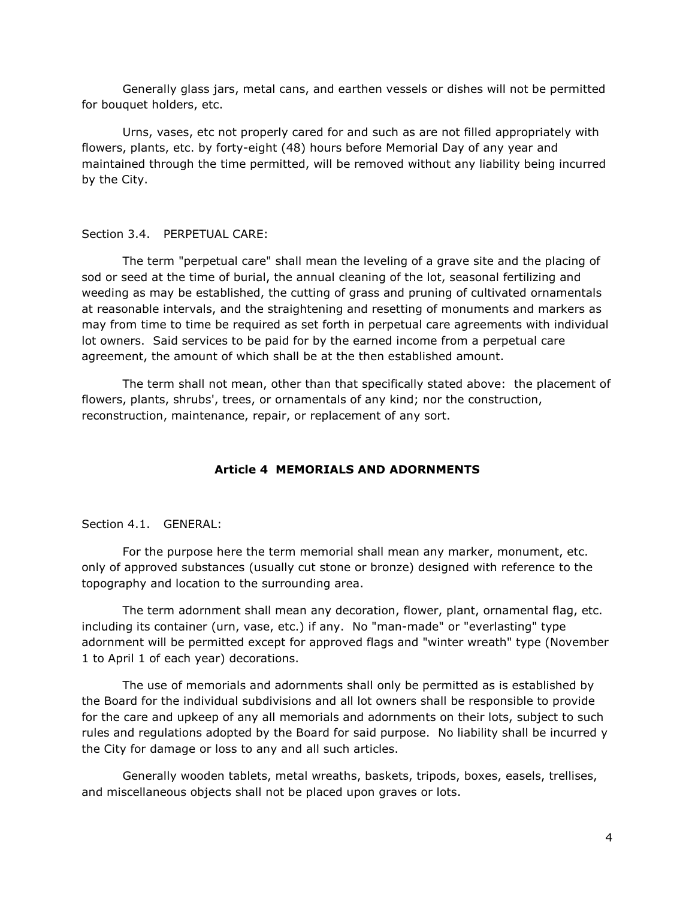Generally glass jars, metal cans, and earthen vessels or dishes will not be permitted for bouquet holders, etc.

Urns, vases, etc not properly cared for and such as are not filled appropriately with flowers, plants, etc. by forty-eight (48) hours before Memorial Day of any year and maintained through the time permitted, will be removed without any liability being incurred by the City.

Section 3.4. PERPETUAL CARE:

The term "perpetual care" shall mean the leveling of a grave site and the placing of sod or seed at the time of burial, the annual cleaning of the lot, seasonal fertilizing and weeding as may be established, the cutting of grass and pruning of cultivated ornamentals at reasonable intervals, and the straightening and resetting of monuments and markers as may from time to time be required as set forth in perpetual care agreements with individual lot owners. Said services to be paid for by the earned income from a perpetual care agreement, the amount of which shall be at the then established amount.

The term shall not mean, other than that specifically stated above: the placement of flowers, plants, shrubs', trees, or ornamentals of any kind; nor the construction, reconstruction, maintenance, repair, or replacement of any sort.

## Article 4 MEMORIALS AND ADORNMENTS

Section 4.1. GENERAL:

For the purpose here the term memorial shall mean any marker, monument, etc. only of approved substances (usually cut stone or bronze) designed with reference to the topography and location to the surrounding area.

The term adornment shall mean any decoration, flower, plant, ornamental flag, etc. including its container (urn, vase, etc.) if any. No "man-made" or "everlasting" type adornment will be permitted except for approved flags and "winter wreath" type (November 1 to April 1 of each year) decorations.

The use of memorials and adornments shall only be permitted as is established by the Board for the individual subdivisions and all lot owners shall be responsible to provide for the care and upkeep of any all memorials and adornments on their lots, subject to such rules and regulations adopted by the Board for said purpose. No liability shall be incurred y the City for damage or loss to any and all such articles.

Generally wooden tablets, metal wreaths, baskets, tripods, boxes, easels, trellises, and miscellaneous objects shall not be placed upon graves or lots.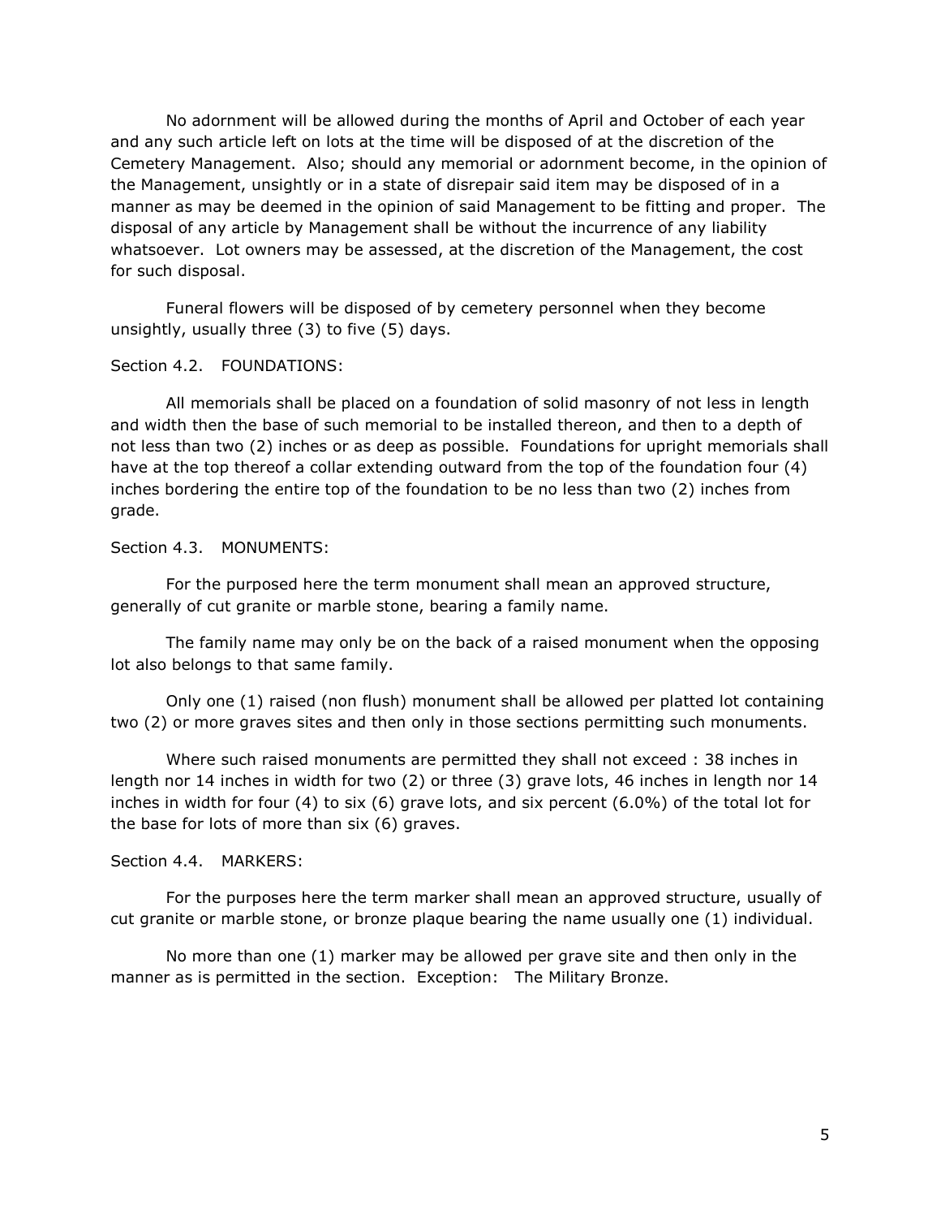No adornment will be allowed during the months of April and October of each year and any such article left on lots at the time will be disposed of at the discretion of the Cemetery Management. Also; should any memorial or adornment become, in the opinion of the Management, unsightly or in a state of disrepair said item may be disposed of in a manner as may be deemed in the opinion of said Management to be fitting and proper. The disposal of any article by Management shall be without the incurrence of any liability whatsoever. Lot owners may be assessed, at the discretion of the Management, the cost for such disposal.

Funeral flowers will be disposed of by cemetery personnel when they become unsightly, usually three (3) to five (5) days.

Section 4.2. FOUNDATIONS:

All memorials shall be placed on a foundation of solid masonry of not less in length and width then the base of such memorial to be installed thereon, and then to a depth of not less than two (2) inches or as deep as possible. Foundations for upright memorials shall have at the top thereof a collar extending outward from the top of the foundation four (4) inches bordering the entire top of the foundation to be no less than two (2) inches from grade.

Section 4.3. MONUMENTS:

For the purposed here the term monument shall mean an approved structure, generally of cut granite or marble stone, bearing a family name.

The family name may only be on the back of a raised monument when the opposing lot also belongs to that same family.

Only one (1) raised (non flush) monument shall be allowed per platted lot containing two (2) or more graves sites and then only in those sections permitting such monuments.

Where such raised monuments are permitted they shall not exceed : 38 inches in length nor 14 inches in width for two (2) or three (3) grave lots, 46 inches in length nor 14 inches in width for four (4) to six (6) grave lots, and six percent (6.0%) of the total lot for the base for lots of more than six (6) graves.

Section 4.4. MARKERS:

For the purposes here the term marker shall mean an approved structure, usually of cut granite or marble stone, or bronze plaque bearing the name usually one (1) individual.

No more than one (1) marker may be allowed per grave site and then only in the manner as is permitted in the section. Exception: The Military Bronze.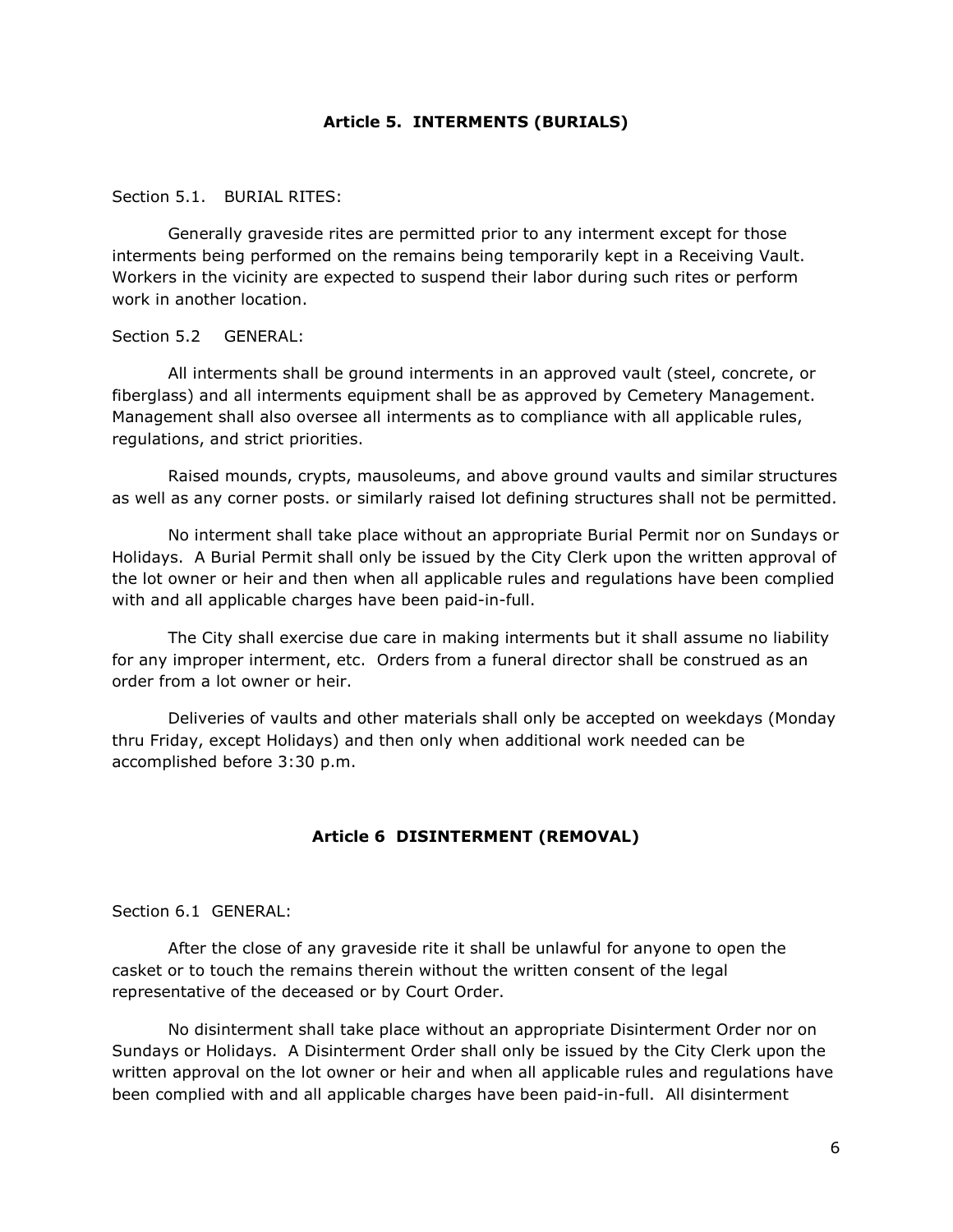## Article 5. INTERMENTS (BURIALS)

Section 5.1. BURIAL RITES:

Generally graveside rites are permitted prior to any interment except for those interments being performed on the remains being temporarily kept in a Receiving Vault. Workers in the vicinity are expected to suspend their labor during such rites or perform work in another location.

Section 5.2 GENERAL:

All interments shall be ground interments in an approved vault (steel, concrete, or fiberglass) and all interments equipment shall be as approved by Cemetery Management. Management shall also oversee all interments as to compliance with all applicable rules, regulations, and strict priorities.

Raised mounds, crypts, mausoleums, and above ground vaults and similar structures as well as any corner posts. or similarly raised lot defining structures shall not be permitted.

No interment shall take place without an appropriate Burial Permit nor on Sundays or Holidays. A Burial Permit shall only be issued by the City Clerk upon the written approval of the lot owner or heir and then when all applicable rules and regulations have been complied with and all applicable charges have been paid-in-full.

The City shall exercise due care in making interments but it shall assume no liability for any improper interment, etc. Orders from a funeral director shall be construed as an order from a lot owner or heir.

Deliveries of vaults and other materials shall only be accepted on weekdays (Monday thru Friday, except Holidays) and then only when additional work needed can be accomplished before 3:30 p.m.

## Article 6 DISINTERMENT (REMOVAL)

Section 6.1 GENERAL:

After the close of any graveside rite it shall be unlawful for anyone to open the casket or to touch the remains therein without the written consent of the legal representative of the deceased or by Court Order.

No disinterment shall take place without an appropriate Disinterment Order nor on Sundays or Holidays. A Disinterment Order shall only be issued by the City Clerk upon the written approval on the lot owner or heir and when all applicable rules and regulations have been complied with and all applicable charges have been paid-in-full. All disinterment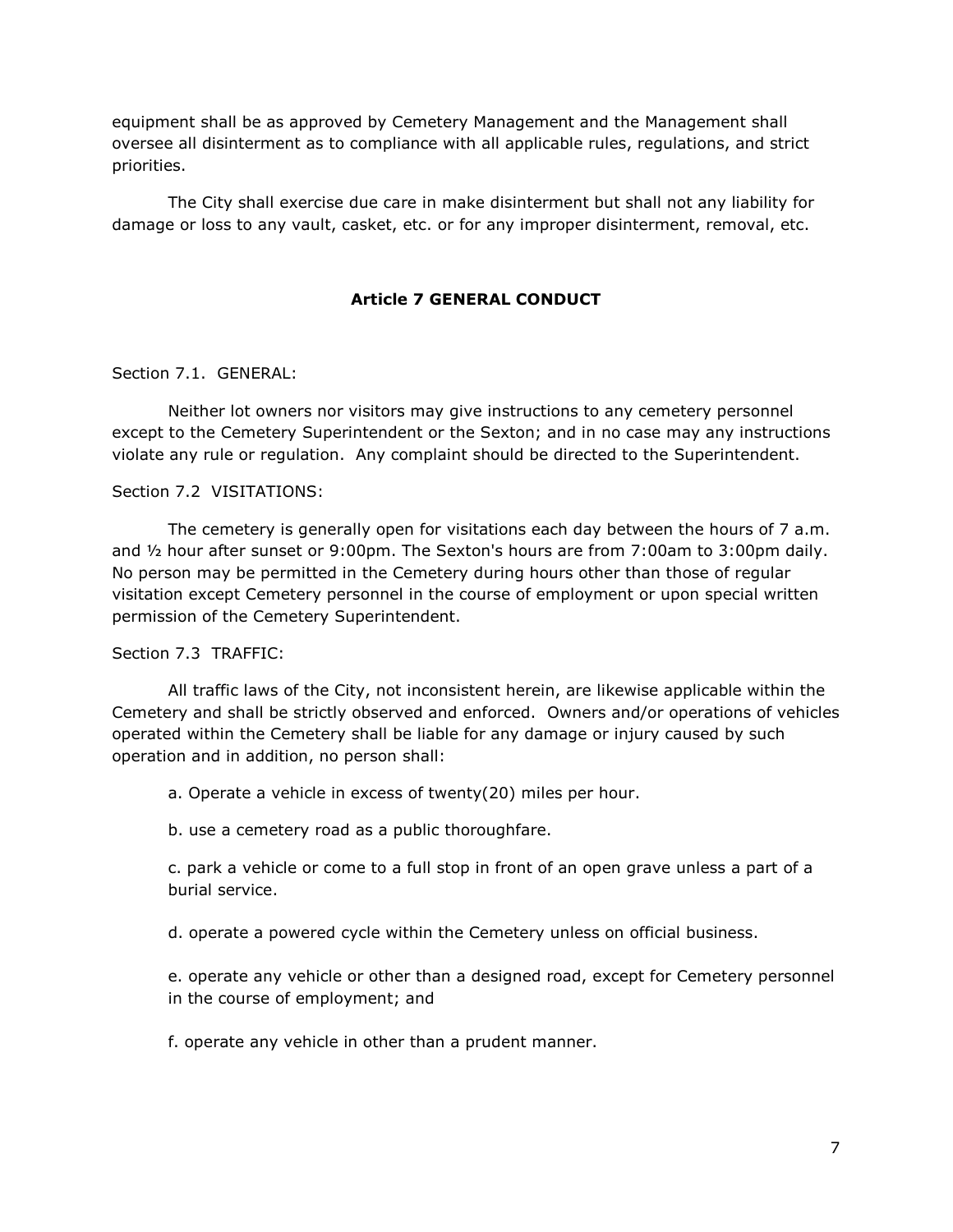equipment shall be as approved by Cemetery Management and the Management shall oversee all disinterment as to compliance with all applicable rules, regulations, and strict priorities.

The City shall exercise due care in make disinterment but shall not any liability for damage or loss to any vault, casket, etc. or for any improper disinterment, removal, etc.

## Article 7 GENERAL CONDUCT

Section 7.1. GENERAL:

Neither lot owners nor visitors may give instructions to any cemetery personnel except to the Cemetery Superintendent or the Sexton; and in no case may any instructions violate any rule or regulation. Any complaint should be directed to the Superintendent.

Section 7.2 VISITATIONS:

The cemetery is generally open for visitations each day between the hours of 7 a.m. and ½ hour after sunset or 9:00pm. The Sexton's hours are from 7:00am to 3:00pm daily. No person may be permitted in the Cemetery during hours other than those of regular visitation except Cemetery personnel in the course of employment or upon special written permission of the Cemetery Superintendent.

Section 7.3 TRAFFIC:

All traffic laws of the City, not inconsistent herein, are likewise applicable within the Cemetery and shall be strictly observed and enforced. Owners and/or operations of vehicles operated within the Cemetery shall be liable for any damage or injury caused by such operation and in addition, no person shall:

a. Operate a vehicle in excess of twenty(20) miles per hour.

b. use a cemetery road as a public thoroughfare.

c. park a vehicle or come to a full stop in front of an open grave unless a part of a burial service.

d. operate a powered cycle within the Cemetery unless on official business.

e. operate any vehicle or other than a designed road, except for Cemetery personnel in the course of employment; and

f. operate any vehicle in other than a prudent manner.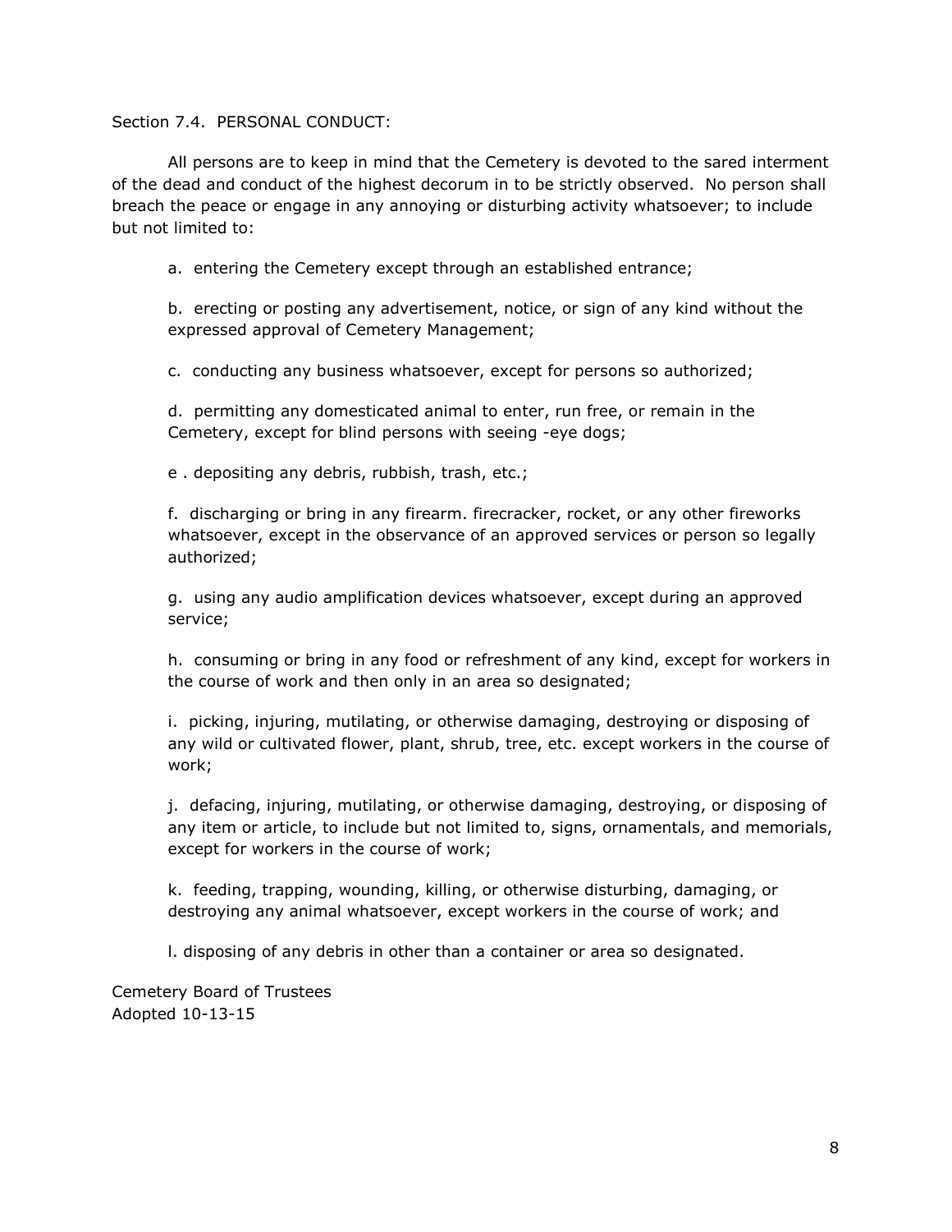Section 7.4. PERSONAL CONDUCT:

All persons are to keep in mind that the Cemetery is devoted to the sared interment of the dead and conduct of the highest decorum in to be strictly observed. No person shall breach the peace or engage in any annoying or disturbing activity whatsoever; to include but not limited to:

a. entering the Cemetery except through an established entrance;

b. erecting or posting any advertisement, notice, or sign of any kind without the expressed approval of Cemetery Management;

c. conducting any business whatsoever, except for persons so authorized;

d. permitting any domesticated animal to enter, run free, or remain in the Cemetery, except for blind persons with seeing -eye dogs;

e . depositing any debris, rubbish, trash, etc.;

f. discharging or bring in any firearm. firecracker, rocket, or any other fireworks whatsoever, except in the observance of an approved services or person so legally authorized;

g. using any audio amplification devices whatsoever, except during an approved service;

h. consuming or bring in any food or refreshment of any kind, except for workers in the course of work and then only in an area so designated;

i. picking, injuring, mutilating, or otherwise damaging, destroying or disposing of any wild or cultivated flower, plant, shrub, tree, etc. except workers in the course of work;

j. defacing, injuring, mutilating, or otherwise damaging, destroying, or disposing of any item or article, to include but not limited to, signs, ornamentals, and memorials, except for workers in the course of work;

k. feeding, trapping, wounding, killing, or otherwise disturbing, damaging, or destroying any animal whatsoever, except workers in the course of work; and

l. disposing of any debris in other than a container or area so designated.

Cemetery Board of Trustees
Adopted 10-13-15